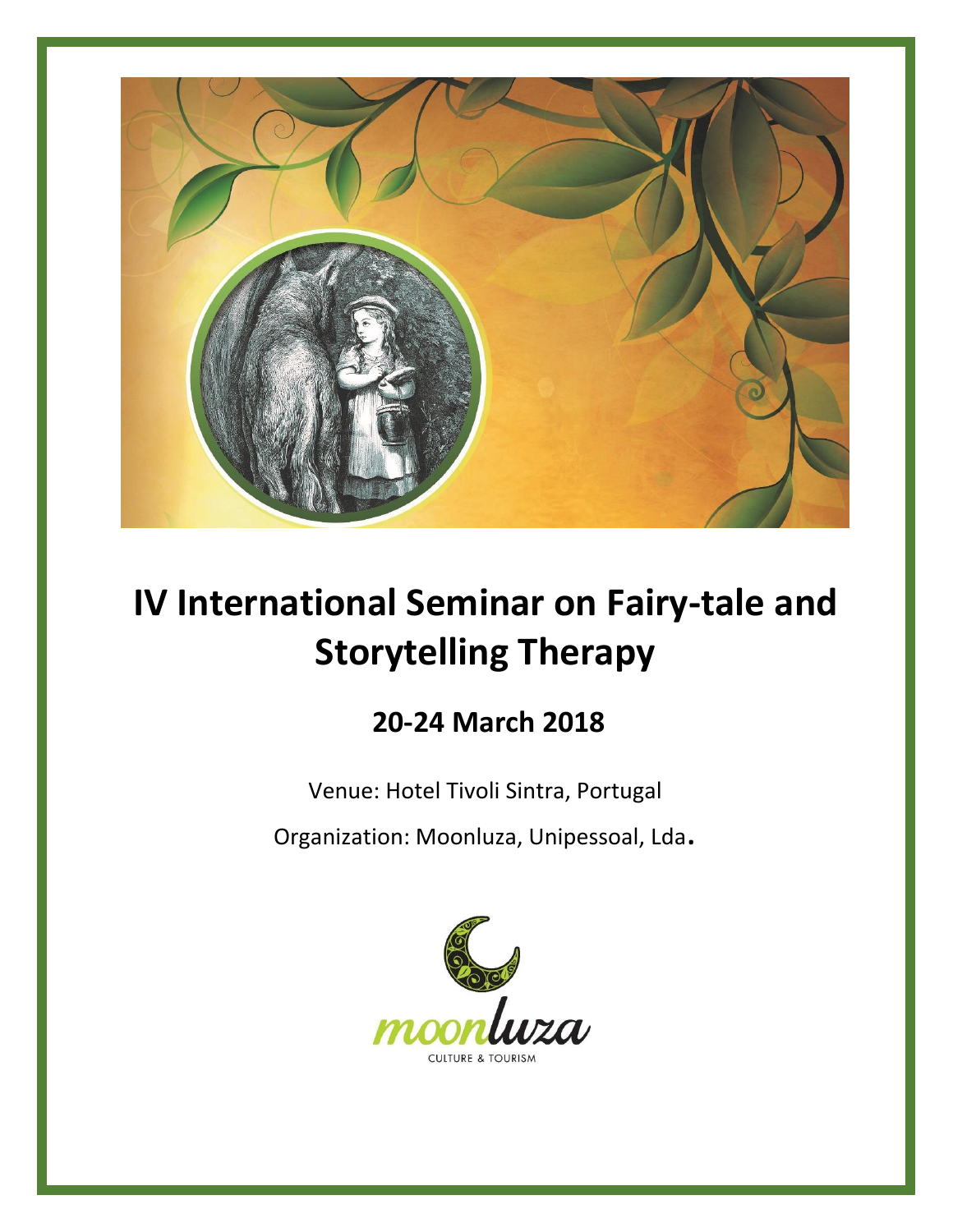# IV International Seminar on Fairy-tale and Storytelling Therapy

## 20-24 March 2018

Venue: Hotel Tivoli Sintra, Portugal

Organization: Moonluza, Unipessoal, Lda.

moonluza

CULTURE & TOURISM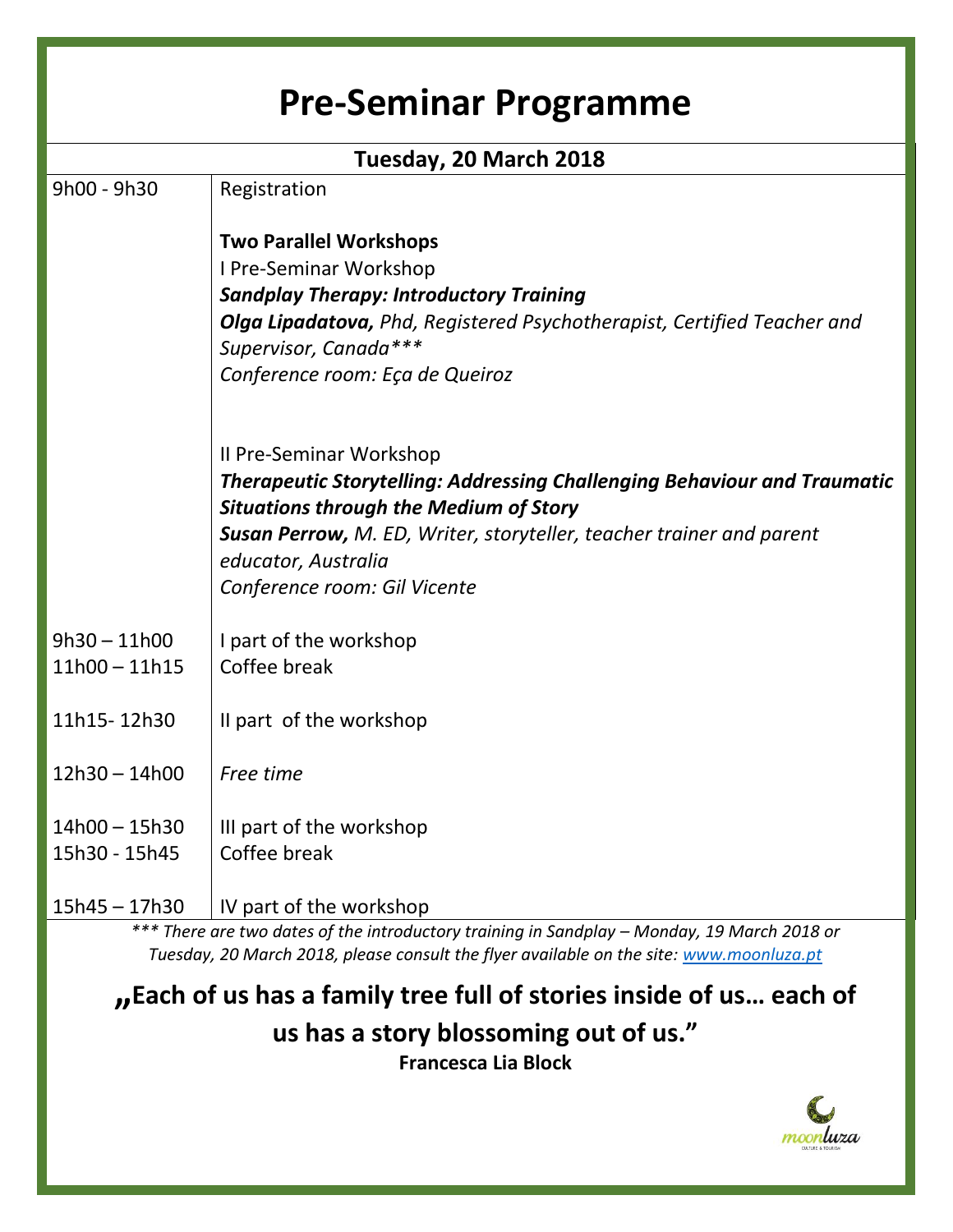# Pre-Seminar Programme

| Tuesday, 20 March 2018 | |
|---|---|
| 9h00 - 9h30 | Registration |
| | **Two Parallel Workshops**<br>I Pre-Seminar Workshop<br>***Sandplay Therapy: Introductory Training***<br>***Olga Lipadatova,*** *Phd, Registered Psychotherapist, Certified Teacher and Supervisor, Canada****<br>*Conference room: Eça de Queiroz*<br><br>II Pre-Seminar Workshop<br>***Therapeutic Storytelling: Addressing Challenging Behaviour and Traumatic Situations through the Medium of Story***<br>***Susan Perrow,*** *M. ED, Writer, storyteller, teacher trainer and parent educator, Australia*<br>*Conference room: Gil Vicente* |
| 9h30 – 11h00 | I part of the workshop |
| 11h00 – 11h15 | Coffee break |
| 11h15- 12h30 | II part of the workshop |
| 12h30 – 14h00 | *Free time* |
| 14h00 – 15h30 | III part of the workshop |
| 15h30 - 15h45 | Coffee break |
| 15h45 – 17h30 | IV part of the workshop |

**** There are two dates of the introductory training in Sandplay – Monday, 19 March 2018 or Tuesday, 20 March 2018, please consult the flyer available on the site: [www.moonluza.pt](www.moonluza.pt)*

**„Each of us has a family tree full of stories inside of us… each of us has a story blossoming out of us."**
**Francesca Lia Block**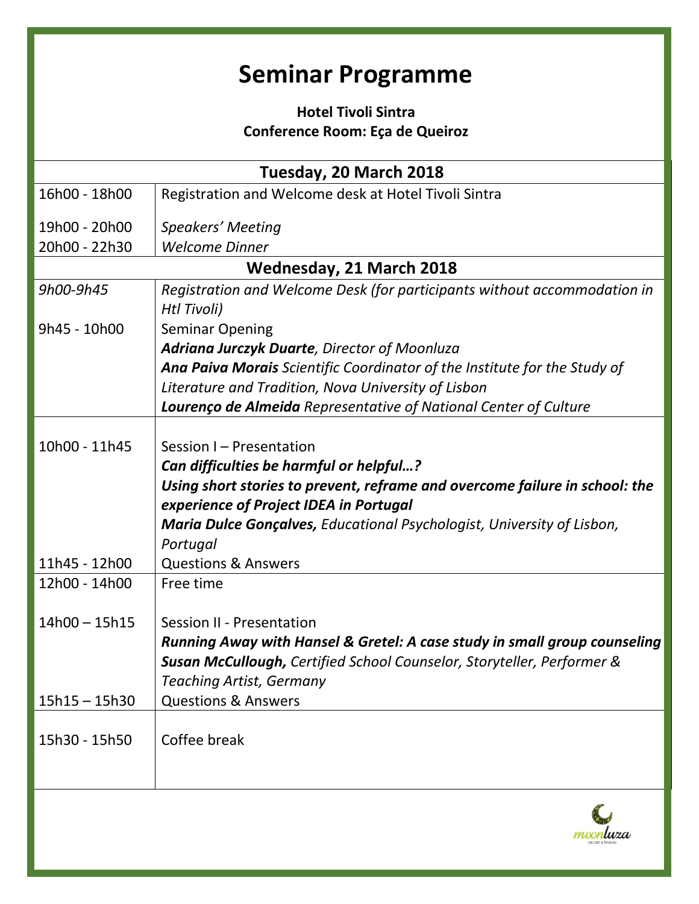# Seminar Programme

**Hotel Tivoli Sintra**
**Conference Room: Eça de Queiroz**

| **Tuesday, 20 March 2018** | |
|---|---|
| 16h00 - 18h00 | Registration and Welcome desk at Hotel Tivoli Sintra |
| 19h00 - 20h00 | *Speakers' Meeting* |
| 20h00 - 22h30 | *Welcome Dinner* |
| **Wednesday, 21 March 2018** | |
| *9h00-9h45* | *Registration and Welcome Desk (for participants without accommodation in Htl Tivoli)* |
| 9h45 - 10h00 | Seminar Opening<br>***Adriana Jurczyk Duarte**, Director of Moonluza*<br>***Ana Paiva Morais** Scientific Coordinator of the Institute for the Study of Literature and Tradition, Nova University of Lisbon*<br>***Lourenço de Almeida** Representative of National Center of Culture* |
| 10h00 - 11h45 | Session I – Presentation<br>***Can difficulties be harmful or helpful…?***<br>***Using short stories to prevent, reframe and overcome failure in school: the experience of Project IDEA in Portugal***<br>***Maria Dulce Gonçalves,** Educational Psychologist, University of Lisbon, Portugal* |
| 11h45 - 12h00 | Questions & Answers |
| 12h00 - 14h00 | Free time |
| 14h00 – 15h15 | Session II - Presentation<br>***Running Away with Hansel & Gretel: A case study in small group counseling***<br>***Susan McCullough,** Certified School Counselor, Storyteller, Performer & Teaching Artist, Germany* |
| 15h15 – 15h30 | Questions & Answers |
| 15h30 - 15h50 | Coffee break |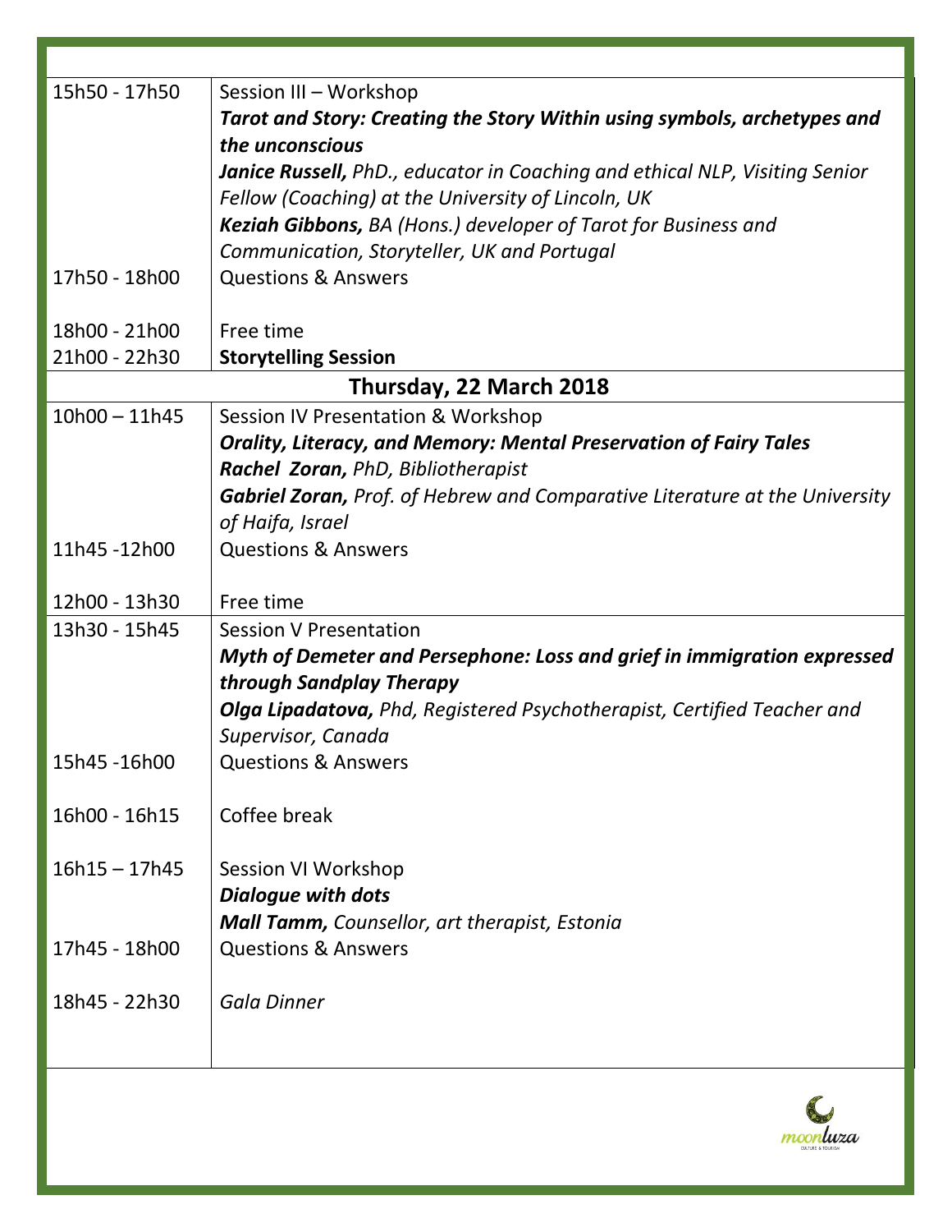| | |
|---|---|
| 15h50 - 17h50 | Session III – Workshop<br>***Tarot and Story: Creating the Story Within using symbols, archetypes and the unconscious***<br>***Janice Russell,*** *PhD., educator in Coaching and ethical NLP, Visiting Senior Fellow (Coaching) at the University of Lincoln, UK*<br>***Keziah Gibbons,*** *BA (Hons.) developer of Tarot for Business and Communication, Storyteller, UK and Portugal* |
| 17h50 - 18h00 | Questions & Answers |
| 18h00 - 21h00 | Free time |
| 21h00 - 22h30 | **Storytelling Session** |
| **Thursday, 22 March 2018** | |
| 10h00 – 11h45 | Session IV Presentation & Workshop<br>***Orality, Literacy, and Memory: Mental Preservation of Fairy Tales***<br>***Rachel Zoran,*** *PhD, Bibliotherapist*<br>***Gabriel Zoran,*** *Prof. of Hebrew and Comparative Literature at the University of Haifa, Israel* |
| 11h45 -12h00 | Questions & Answers |
| 12h00 - 13h30 | Free time |
| 13h30 - 15h45 | Session V Presentation<br>***Myth of Demeter and Persephone: Loss and grief in immigration expressed through Sandplay Therapy***<br>***Olga Lipadatova,*** *Phd, Registered Psychotherapist, Certified Teacher and Supervisor, Canada* |
| 15h45 -16h00 | Questions & Answers |
| 16h00 - 16h15 | Coffee break |
| 16h15 – 17h45 | Session VI Workshop<br>***Dialogue with dots***<br>***Mall Tamm,*** *Counsellor, art therapist, Estonia* |
| 17h45 - 18h00 | Questions & Answers |
| 18h45 - 22h30 | *Gala Dinner* |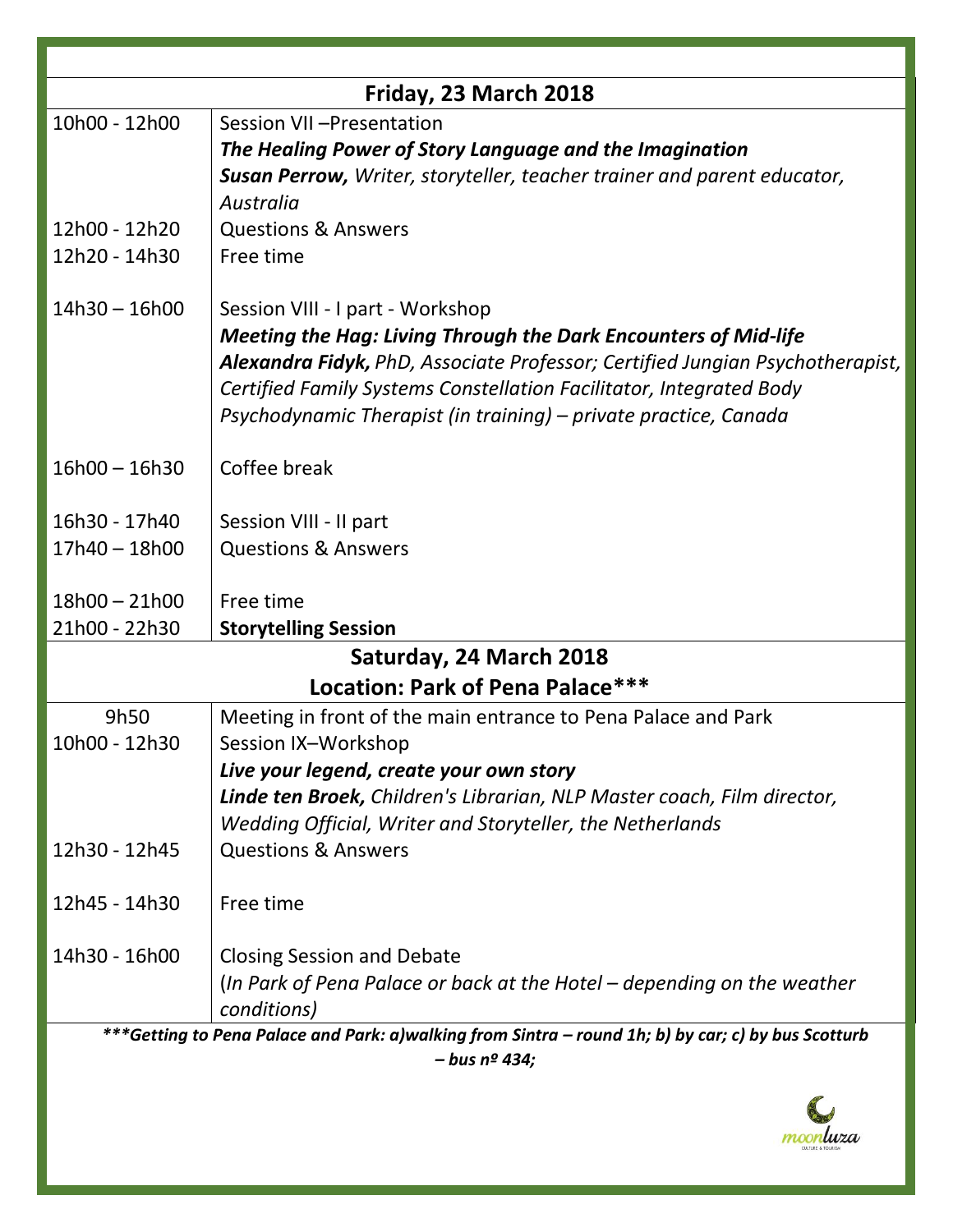## Friday, 23 March 2018

| | |
|---|---|
| 10h00 - 12h00 | Session VII –Presentation<br>***The Healing Power of Story Language and the Imagination***<br>***Susan Perrow,*** *Writer, storyteller, teacher trainer and parent educator, Australia* |
| 12h00 - 12h20 | Questions & Answers |
| 12h20 - 14h30 | Free time |
| 14h30 – 16h00 | Session VIII - I part - Workshop<br>***Meeting the Hag: Living Through the Dark Encounters of Mid-life***<br>***Alexandra Fidyk,*** *PhD, Associate Professor; Certified Jungian Psychotherapist, Certified Family Systems Constellation Facilitator, Integrated Body Psychodynamic Therapist (in training) – private practice, Canada* |
| 16h00 – 16h30 | Coffee break |
| 16h30 - 17h40 | Session VIII - II part |
| 17h40 – 18h00 | Questions & Answers |
| 18h00 – 21h00 | Free time |
| 21h00 - 22h30 | **Storytelling Session** |

## Saturday, 24 March 2018

### Location: Park of Pena Palace***

| | |
|---|---|
| 9h50 | Meeting in front of the main entrance to Pena Palace and Park |
| 10h00 - 12h30 | Session IX–Workshop<br>***Live your legend, create your own story***<br>***Linde ten Broek,*** *Children's Librarian, NLP Master coach, Film director, Wedding Official, Writer and Storyteller, the Netherlands* |
| 12h30 - 12h45 | Questions & Answers |
| 12h45 - 14h30 | Free time |
| 14h30 - 16h00 | Closing Session and Debate<br>(*In Park of Pena Palace or back at the Hotel – depending on the weather conditions)* |

***\*\*\*Getting to Pena Palace and Park: a)walking from Sintra – round 1h; b) by car; c) by bus Scotturb – bus nº 434;***

moonluza
CULTURE & TOURISM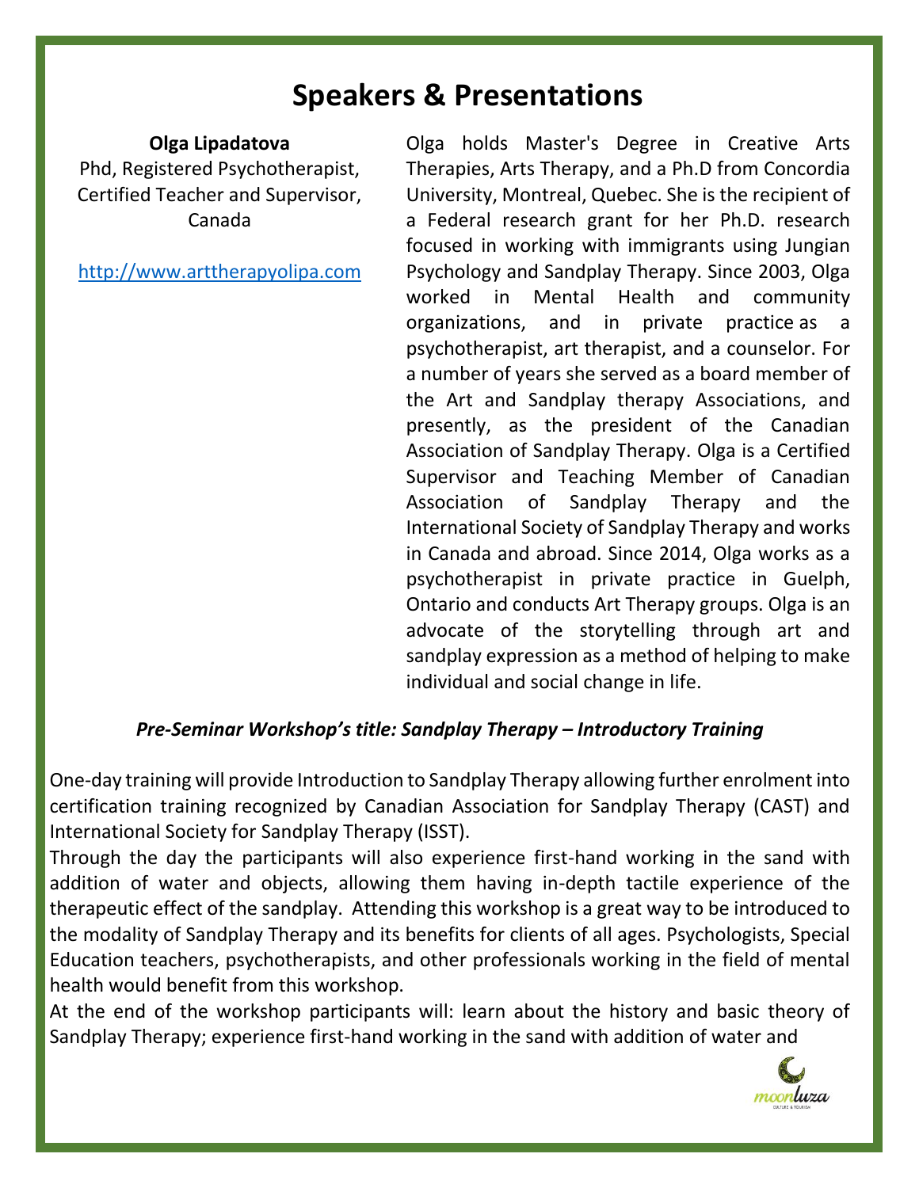# Speakers & Presentations

**Olga Lipadatova**
Phd, Registered Psychotherapist, Certified Teacher and Supervisor, Canada

http://www.arttherapyolipa.com

Olga holds Master's Degree in Creative Arts Therapies, Arts Therapy, and a Ph.D from Concordia University, Montreal, Quebec. She is the recipient of a Federal research grant for her Ph.D. research focused in working with immigrants using Jungian Psychology and Sandplay Therapy. Since 2003, Olga worked in Mental Health and community organizations, and in private practice as a psychotherapist, art therapist, and a counselor. For a number of years she served as a board member of the Art and Sandplay therapy Associations, and presently, as the president of the Canadian Association of Sandplay Therapy. Olga is a Certified Supervisor and Teaching Member of Canadian Association of Sandplay Therapy and the International Society of Sandplay Therapy and works in Canada and abroad. Since 2014, Olga works as a psychotherapist in private practice in Guelph, Ontario and conducts Art Therapy groups. Olga is an advocate of the storytelling through art and sandplay expression as a method of helping to make individual and social change in life.

***Pre-Seminar Workshop's title: Sandplay Therapy – Introductory Training***

One-day training will provide Introduction to Sandplay Therapy allowing further enrolment into certification training recognized by Canadian Association for Sandplay Therapy (CAST) and International Society for Sandplay Therapy (ISST).
Through the day the participants will also experience first-hand working in the sand with addition of water and objects, allowing them having in-depth tactile experience of the therapeutic effect of the sandplay. Attending this workshop is a great way to be introduced to the modality of Sandplay Therapy and its benefits for clients of all ages. Psychologists, Special Education teachers, psychotherapists, and other professionals working in the field of mental health would benefit from this workshop.
At the end of the workshop participants will: learn about the history and basic theory of Sandplay Therapy; experience first-hand working in the sand with addition of water and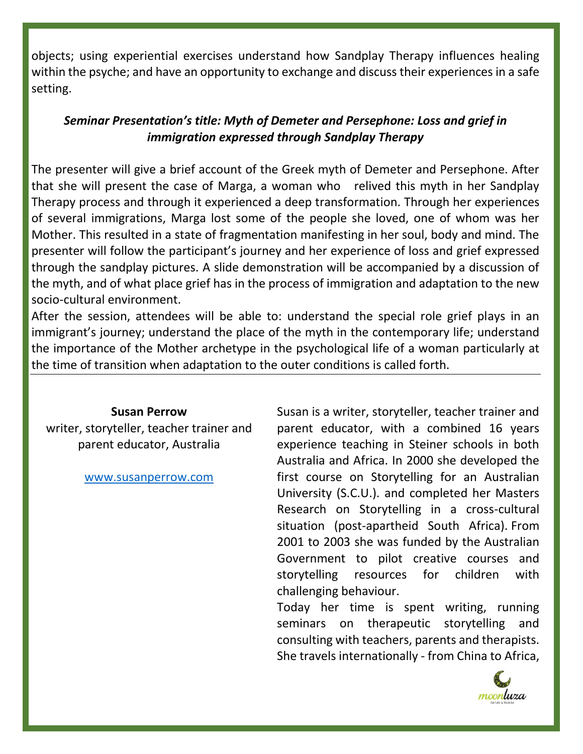objects; using experiential exercises understand how Sandplay Therapy influences healing within the psyche; and have an opportunity to exchange and discuss their experiences in a safe setting.

***Seminar Presentation's title: Myth of Demeter and Persephone: Loss and grief in immigration expressed through Sandplay Therapy***

The presenter will give a brief account of the Greek myth of Demeter and Persephone. After that she will present the case of Marga, a woman who relived this myth in her Sandplay Therapy process and through it experienced a deep transformation. Through her experiences of several immigrations, Marga lost some of the people she loved, one of whom was her Mother. This resulted in a state of fragmentation manifesting in her soul, body and mind. The presenter will follow the participant's journey and her experience of loss and grief expressed through the sandplay pictures. A slide demonstration will be accompanied by a discussion of the myth, and of what place grief has in the process of immigration and adaptation to the new socio-cultural environment.

After the session, attendees will be able to: understand the special role grief plays in an immigrant's journey; understand the place of the myth in the contemporary life; understand the importance of the Mother archetype in the psychological life of a woman particularly at the time of transition when adaptation to the outer conditions is called forth.

---

**Susan Perrow**

writer, storyteller, teacher trainer and parent educator, Australia

www.susanperrow.com

Susan is a writer, storyteller, teacher trainer and parent educator, with a combined 16 years experience teaching in Steiner schools in both Australia and Africa. In 2000 she developed the first course on Storytelling for an Australian University (S.C.U.). and completed her Masters Research on Storytelling in a cross-cultural situation (post-apartheid South Africa). From 2001 to 2003 she was funded by the Australian Government to pilot creative courses and storytelling resources for children with challenging behaviour.

Today her time is spent writing, running seminars on therapeutic storytelling and consulting with teachers, parents and therapists. She travels internationally - from China to Africa,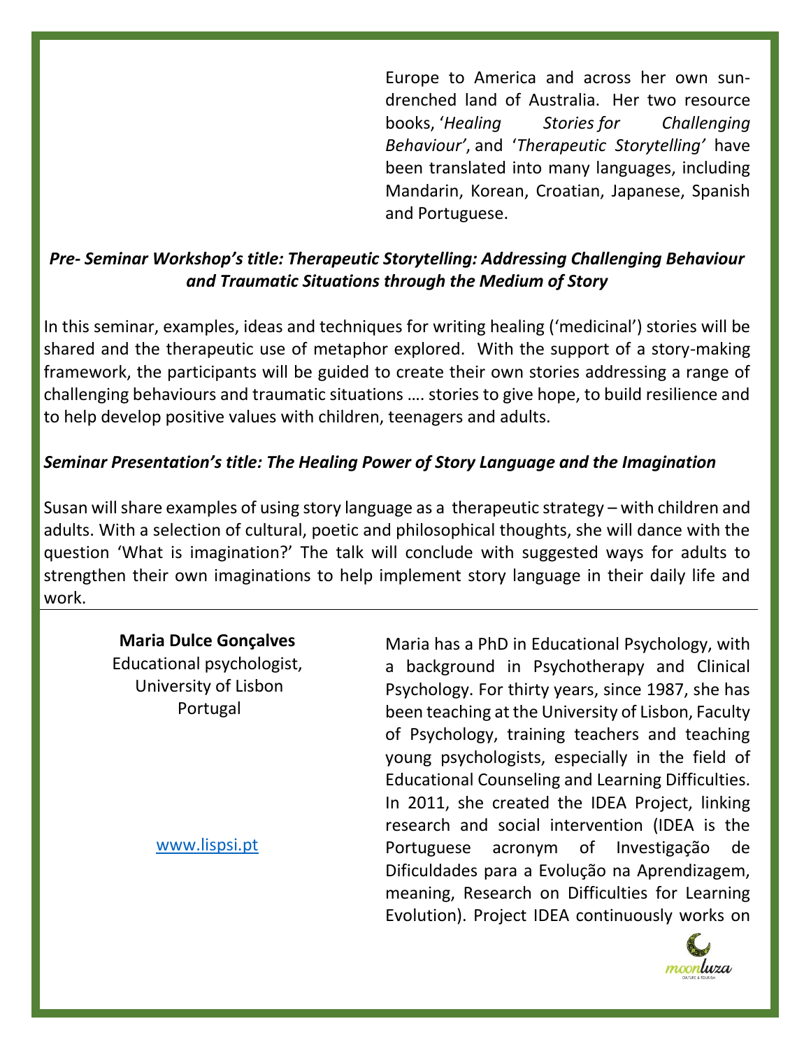Europe to America and across her own sun-drenched land of Australia. Her two resource books, '*Healing Stories for Challenging Behaviour'*, and '*Therapeutic Storytelling'* have been translated into many languages, including Mandarin, Korean, Croatian, Japanese, Spanish and Portuguese.

***Pre- Seminar Workshop's title: Therapeutic Storytelling: Addressing Challenging Behaviour and Traumatic Situations through the Medium of Story***

In this seminar, examples, ideas and techniques for writing healing ('medicinal') stories will be shared and the therapeutic use of metaphor explored. With the support of a story-making framework, the participants will be guided to create their own stories addressing a range of challenging behaviours and traumatic situations …. stories to give hope, to build resilience and to help develop positive values with children, teenagers and adults.

***Seminar Presentation's title: The Healing Power of Story Language and the Imagination***

Susan will share examples of using story language as a therapeutic strategy – with children and adults. With a selection of cultural, poetic and philosophical thoughts, she will dance with the question 'What is imagination?' The talk will conclude with suggested ways for adults to strengthen their own imaginations to help implement story language in their daily life and work.

---

**Maria Dulce Gonçalves**
Educational psychologist,
University of Lisbon
Portugal

www.lispsi.pt

Maria has a PhD in Educational Psychology, with a background in Psychotherapy and Clinical Psychology. For thirty years, since 1987, she has been teaching at the University of Lisbon, Faculty of Psychology, training teachers and teaching young psychologists, especially in the field of Educational Counseling and Learning Difficulties. In 2011, she created the IDEA Project, linking research and social intervention (IDEA is the Portuguese acronym of Investigação de Dificuldades para a Evolução na Aprendizagem, meaning, Research on Difficulties for Learning Evolution). Project IDEA continuously works on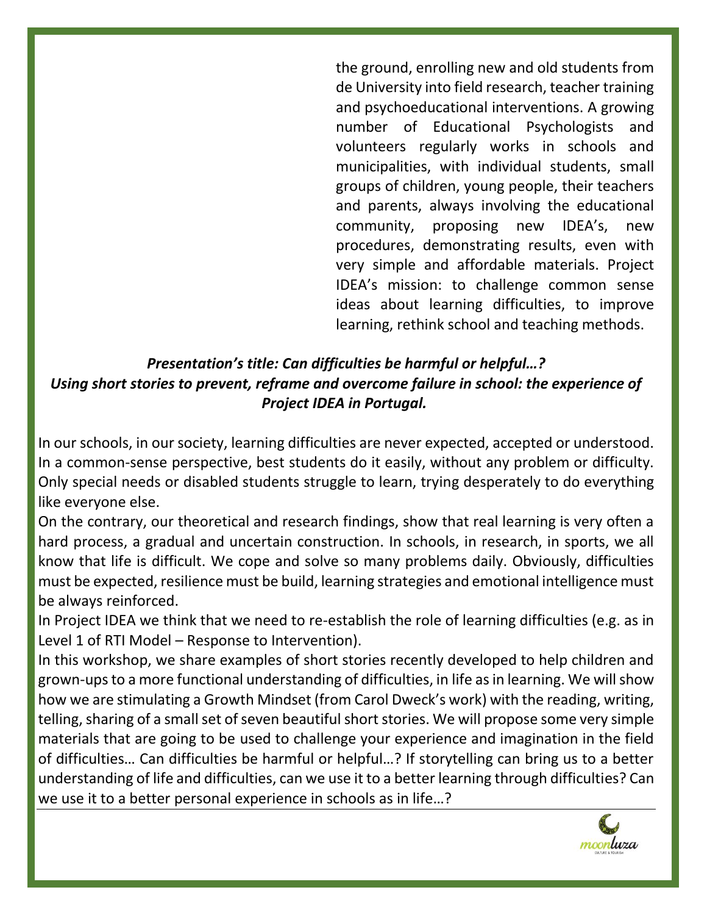the ground, enrolling new and old students from de University into field research, teacher training and psychoeducational interventions. A growing number of Educational Psychologists and volunteers regularly works in schools and municipalities, with individual students, small groups of children, young people, their teachers and parents, always involving the educational community, proposing new IDEA's, new procedures, demonstrating results, even with very simple and affordable materials. Project IDEA's mission: to challenge common sense ideas about learning difficulties, to improve learning, rethink school and teaching methods.

***Presentation's title: Can difficulties be harmful or helpful…?***
***Using short stories to prevent, reframe and overcome failure in school: the experience of Project IDEA in Portugal.***

In our schools, in our society, learning difficulties are never expected, accepted or understood. In a common-sense perspective, best students do it easily, without any problem or difficulty. Only special needs or disabled students struggle to learn, trying desperately to do everything like everyone else.

On the contrary, our theoretical and research findings, show that real learning is very often a hard process, a gradual and uncertain construction. In schools, in research, in sports, we all know that life is difficult. We cope and solve so many problems daily. Obviously, difficulties must be expected, resilience must be build, learning strategies and emotional intelligence must be always reinforced.

In Project IDEA we think that we need to re-establish the role of learning difficulties (e.g. as in Level 1 of RTI Model – Response to Intervention).

In this workshop, we share examples of short stories recently developed to help children and grown-ups to a more functional understanding of difficulties, in life as in learning. We will show how we are stimulating a Growth Mindset (from Carol Dweck's work) with the reading, writing, telling, sharing of a small set of seven beautiful short stories. We will propose some very simple materials that are going to be used to challenge your experience and imagination in the field of difficulties… Can difficulties be harmful or helpful…? If storytelling can bring us to a better understanding of life and difficulties, can we use it to a better learning through difficulties? Can we use it to a better personal experience in schools as in life…?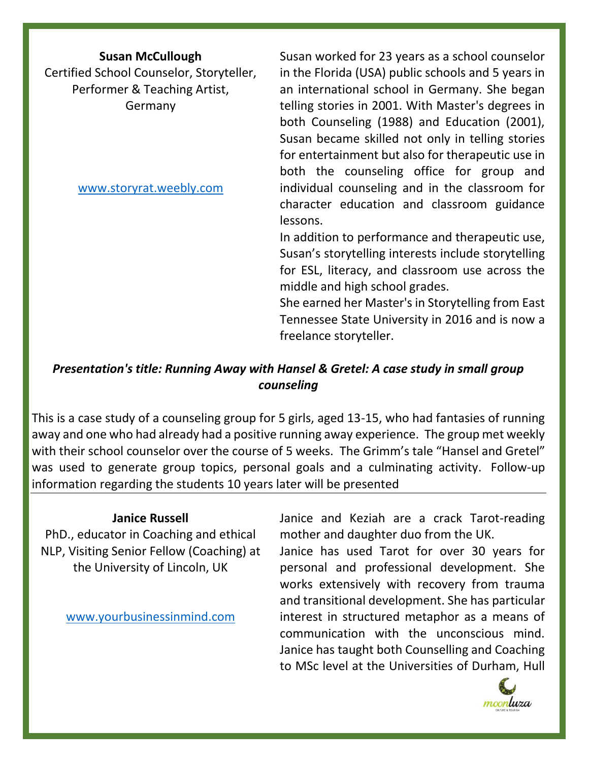**Susan McCullough**

Certified School Counselor, Storyteller, Performer & Teaching Artist, Germany

www.storyrat.weebly.com

Susan worked for 23 years as a school counselor in the Florida (USA) public schools and 5 years in an international school in Germany. She began telling stories in 2001. With Master's degrees in both Counseling (1988) and Education (2001), Susan became skilled not only in telling stories for entertainment but also for therapeutic use in both the counseling office for group and individual counseling and in the classroom for character education and classroom guidance lessons.

In addition to performance and therapeutic use, Susan's storytelling interests include storytelling for ESL, literacy, and classroom use across the middle and high school grades.

She earned her Master's in Storytelling from East Tennessee State University in 2016 and is now a freelance storyteller.

***Presentation's title: Running Away with Hansel & Gretel: A case study in small group counseling***

This is a case study of a counseling group for 5 girls, aged 13-15, who had fantasies of running away and one who had already had a positive running away experience. The group met weekly with their school counselor over the course of 5 weeks. The Grimm's tale "Hansel and Gretel" was used to generate group topics, personal goals and a culminating activity. Follow-up information regarding the students 10 years later will be presented

---

**Janice Russell**

PhD., educator in Coaching and ethical NLP, Visiting Senior Fellow (Coaching) at the University of Lincoln, UK

www.yourbusinessinmind.com

Janice and Keziah are a crack Tarot-reading mother and daughter duo from the UK.

Janice has used Tarot for over 30 years for personal and professional development. She works extensively with recovery from trauma and transitional development. She has particular interest in structured metaphor as a means of communication with the unconscious mind. Janice has taught both Counselling and Coaching to MSc level at the Universities of Durham, Hull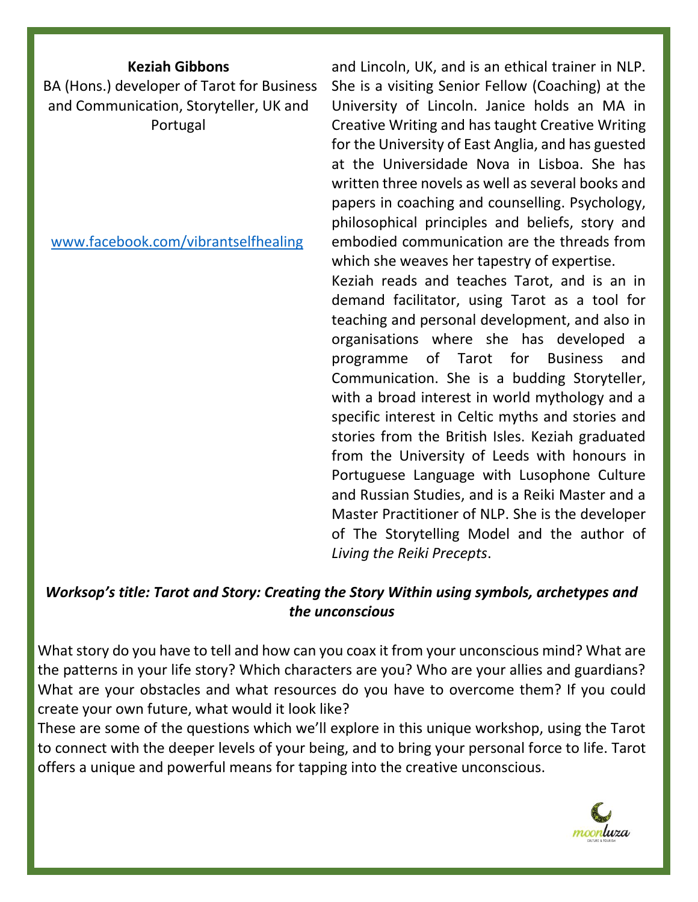**Keziah Gibbons**

BA (Hons.) developer of Tarot for Business and Communication, Storyteller, UK and Portugal

www.facebook.com/vibrantselfhealing

and Lincoln, UK, and is an ethical trainer in NLP. She is a visiting Senior Fellow (Coaching) at the University of Lincoln. Janice holds an MA in Creative Writing and has taught Creative Writing for the University of East Anglia, and has guested at the Universidade Nova in Lisboa. She has written three novels as well as several books and papers in coaching and counselling. Psychology, philosophical principles and beliefs, story and embodied communication are the threads from which she weaves her tapestry of expertise.

Keziah reads and teaches Tarot, and is an in demand facilitator, using Tarot as a tool for teaching and personal development, and also in organisations where she has developed a programme of Tarot for Business and Communication. She is a budding Storyteller, with a broad interest in world mythology and a specific interest in Celtic myths and stories and stories from the British Isles. Keziah graduated from the University of Leeds with honours in Portuguese Language with Lusophone Culture and Russian Studies, and is a Reiki Master and a Master Practitioner of NLP. She is the developer of The Storytelling Model and the author of *Living the Reiki Precepts*.

***Worksop's title: Tarot and Story: Creating the Story Within using symbols, archetypes and the unconscious***

What story do you have to tell and how can you coax it from your unconscious mind? What are the patterns in your life story? Which characters are you? Who are your allies and guardians? What are your obstacles and what resources do you have to overcome them? If you could create your own future, what would it look like?

These are some of the questions which we'll explore in this unique workshop, using the Tarot to connect with the deeper levels of your being, and to bring your personal force to life. Tarot offers a unique and powerful means for tapping into the creative unconscious.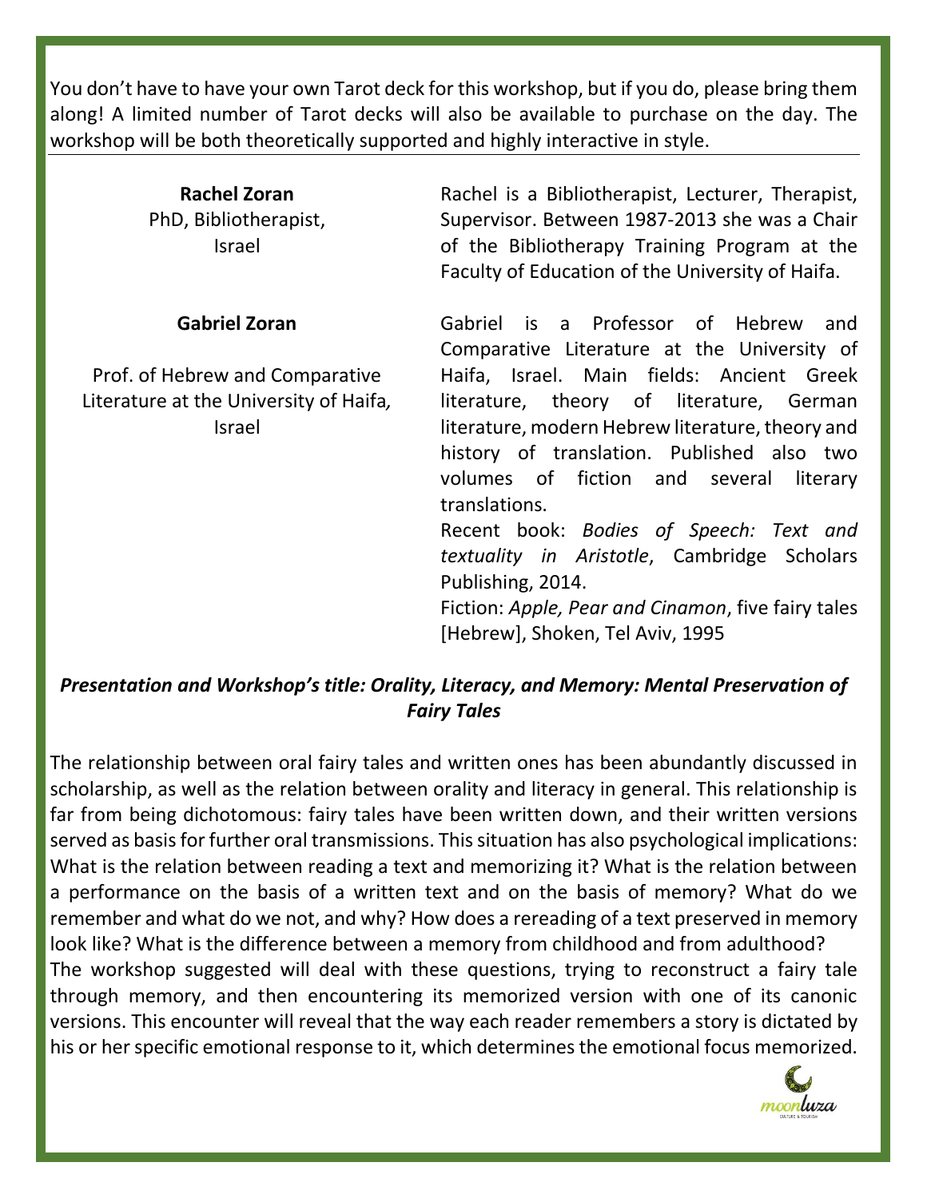You don't have to have your own Tarot deck for this workshop, but if you do, please bring them along! A limited number of Tarot decks will also be available to purchase on the day. The workshop will be both theoretically supported and highly interactive in style.

---

**Rachel Zoran**
PhD, Bibliotherapist,
Israel

Rachel is a Bibliotherapist, Lecturer, Therapist, Supervisor. Between 1987-2013 she was a Chair of the Bibliotherapy Training Program at the Faculty of Education of the University of Haifa.

**Gabriel Zoran**

Prof. of Hebrew and Comparative Literature at the University of Haifa*,* Israel

Gabriel is a Professor of Hebrew and Comparative Literature at the University of Haifa, Israel. Main fields: Ancient Greek literature, theory of literature, German literature, modern Hebrew literature, theory and history of translation. Published also two volumes of fiction and several literary translations.

Recent book: *Bodies of Speech: Text and textuality in Aristotle*, Cambridge Scholars Publishing, 2014.

Fiction: *Apple, Pear and Cinamon*, five fairy tales [Hebrew], Shoken, Tel Aviv, 1995

### *Presentation and Workshop's title: Orality, Literacy, and Memory: Mental Preservation of Fairy Tales*

The relationship between oral fairy tales and written ones has been abundantly discussed in scholarship, as well as the relation between orality and literacy in general. This relationship is far from being dichotomous: fairy tales have been written down, and their written versions served as basis for further oral transmissions. This situation has also psychological implications: What is the relation between reading a text and memorizing it? What is the relation between a performance on the basis of a written text and on the basis of memory? What do we remember and what do we not, and why? How does a rereading of a text preserved in memory look like? What is the difference between a memory from childhood and from adulthood?

The workshop suggested will deal with these questions, trying to reconstruct a fairy tale through memory, and then encountering its memorized version with one of its canonic versions. This encounter will reveal that the way each reader remembers a story is dictated by his or her specific emotional response to it, which determines the emotional focus memorized.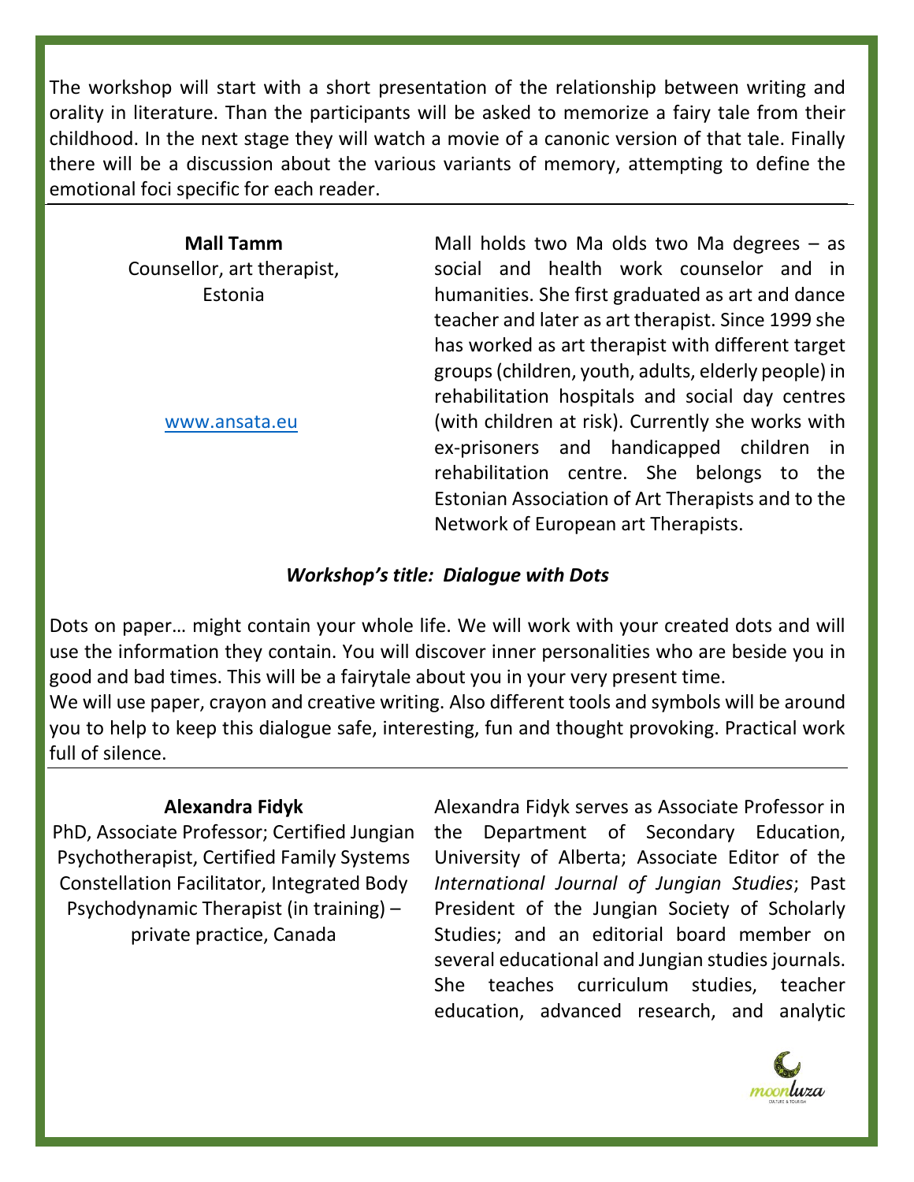The workshop will start with a short presentation of the relationship between writing and orality in literature. Than the participants will be asked to memorize a fairy tale from their childhood. In the next stage they will watch a movie of a canonic version of that tale. Finally there will be a discussion about the various variants of memory, attempting to define the emotional foci specific for each reader.

---

**Mall Tamm**
Counsellor, art therapist, Estonia

www.ansata.eu

Mall holds two Ma olds two Ma degrees – as social and health work counselor and in humanities. She first graduated as art and dance teacher and later as art therapist. Since 1999 she has worked as art therapist with different target groups (children, youth, adults, elderly people) in rehabilitation hospitals and social day centres (with children at risk). Currently she works with ex-prisoners and handicapped children in rehabilitation centre. She belongs to the Estonian Association of Art Therapists and to the Network of European art Therapists.

***Workshop's title: Dialogue with Dots***

Dots on paper… might contain your whole life. We will work with your created dots and will use the information they contain. You will discover inner personalities who are beside you in good and bad times. This will be a fairytale about you in your very present time.
We will use paper, crayon and creative writing. Also different tools and symbols will be around you to help to keep this dialogue safe, interesting, fun and thought provoking. Practical work full of silence.

---

**Alexandra Fidyk**
PhD, Associate Professor; Certified Jungian Psychotherapist, Certified Family Systems Constellation Facilitator, Integrated Body Psychodynamic Therapist (in training) – private practice, Canada

Alexandra Fidyk serves as Associate Professor in the Department of Secondary Education, University of Alberta; Associate Editor of the *International Journal of Jungian Studies*; Past President of the Jungian Society of Scholarly Studies; and an editorial board member on several educational and Jungian studies journals. She teaches curriculum studies, teacher education, advanced research, and analytic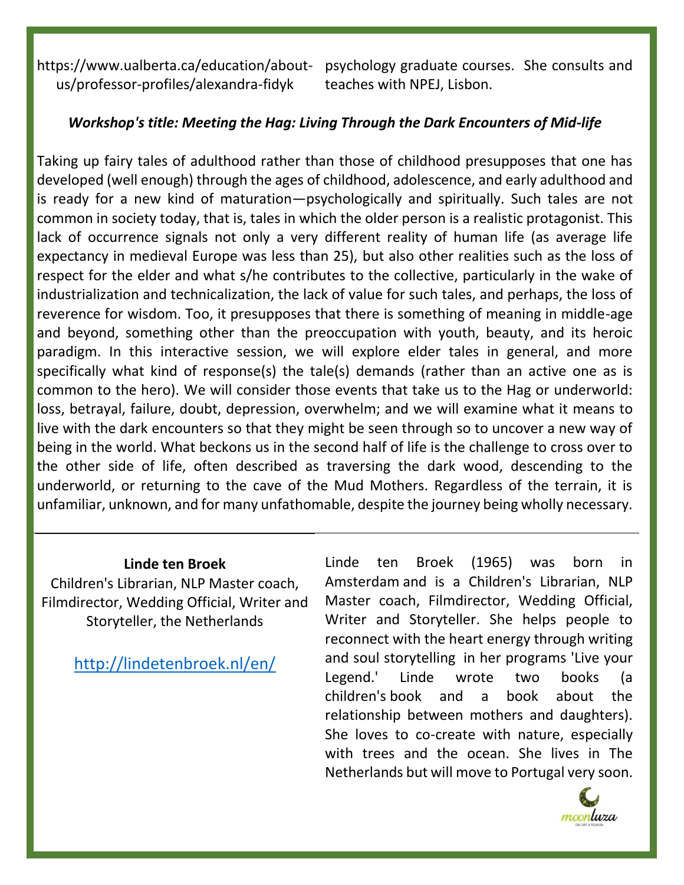https://www.ualberta.ca/education/about-us/professor-profiles/alexandra-fidyk

psychology graduate courses. She consults and teaches with NPEJ, Lisbon.

***Workshop's title: Meeting the Hag: Living Through the Dark Encounters of Mid-life***

Taking up fairy tales of adulthood rather than those of childhood presupposes that one has developed (well enough) through the ages of childhood, adolescence, and early adulthood and is ready for a new kind of maturation—psychologically and spiritually. Such tales are not common in society today, that is, tales in which the older person is a realistic protagonist. This lack of occurrence signals not only a very different reality of human life (as average life expectancy in medieval Europe was less than 25), but also other realities such as the loss of respect for the elder and what s/he contributes to the collective, particularly in the wake of industrialization and technicalization, the lack of value for such tales, and perhaps, the loss of reverence for wisdom. Too, it presupposes that there is something of meaning in middle-age and beyond, something other than the preoccupation with youth, beauty, and its heroic paradigm. In this interactive session, we will explore elder tales in general, and more specifically what kind of response(s) the tale(s) demands (rather than an active one as is common to the hero). We will consider those events that take us to the Hag or underworld: loss, betrayal, failure, doubt, depression, overwhelm; and we will examine what it means to live with the dark encounters so that they might be seen through so to uncover a new way of being in the world. What beckons us in the second half of life is the challenge to cross over to the other side of life, often described as traversing the dark wood, descending to the underworld, or returning to the cave of the Mud Mothers. Regardless of the terrain, it is unfamiliar, unknown, and for many unfathomable, despite the journey being wholly necessary.

---

**Linde ten Broek**

Children's Librarian, NLP Master coach, Filmdirector, Wedding Official, Writer and Storyteller, the Netherlands

http://lindetenbroek.nl/en/

Linde ten Broek (1965) was born in Amsterdam and is a Children's Librarian, NLP Master coach, Filmdirector, Wedding Official, Writer and Storyteller. She helps people to reconnect with the heart energy through writing and soul storytelling in her programs 'Live your Legend.' Linde wrote two books (a children's book and a book about the relationship between mothers and daughters). She loves to co-create with nature, especially with trees and the ocean. She lives in The Netherlands but will move to Portugal very soon.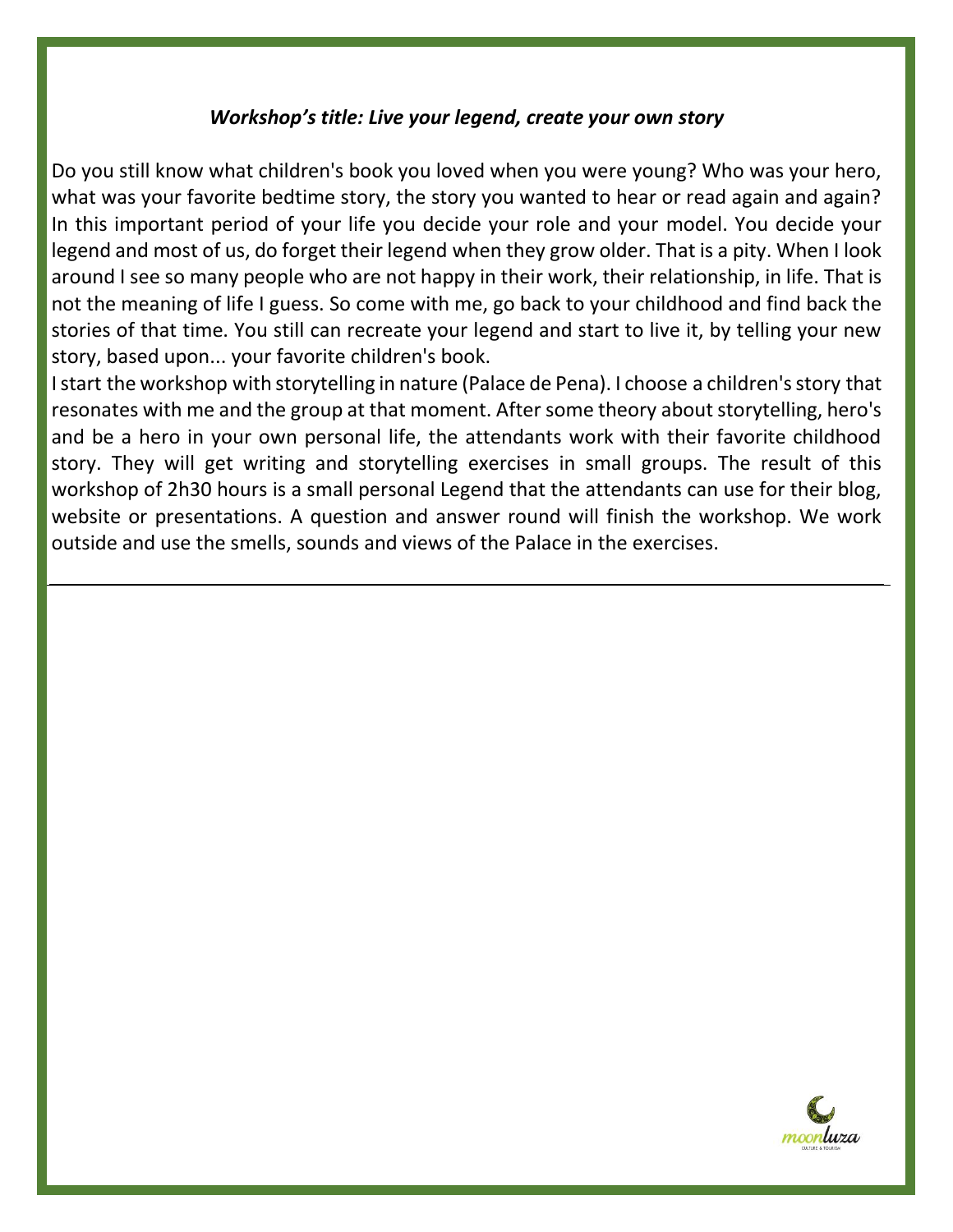***Workshop's title: Live your legend, create your own story***

Do you still know what children's book you loved when you were young? Who was your hero, what was your favorite bedtime story, the story you wanted to hear or read again and again? In this important period of your life you decide your role and your model. You decide your legend and most of us, do forget their legend when they grow older. That is a pity. When I look around I see so many people who are not happy in their work, their relationship, in life. That is not the meaning of life I guess. So come with me, go back to your childhood and find back the stories of that time. You still can recreate your legend and start to live it, by telling your new story, based upon... your favorite children's book.

I start the workshop with storytelling in nature (Palace de Pena). I choose a children's story that resonates with me and the group at that moment. After some theory about storytelling, hero's and be a hero in your own personal life, the attendants work with their favorite childhood story. They will get writing and storytelling exercises in small groups. The result of this workshop of 2h30 hours is a small personal Legend that the attendants can use for their blog, website or presentations. A question and answer round will finish the workshop. We work outside and use the smells, sounds and views of the Palace in the exercises.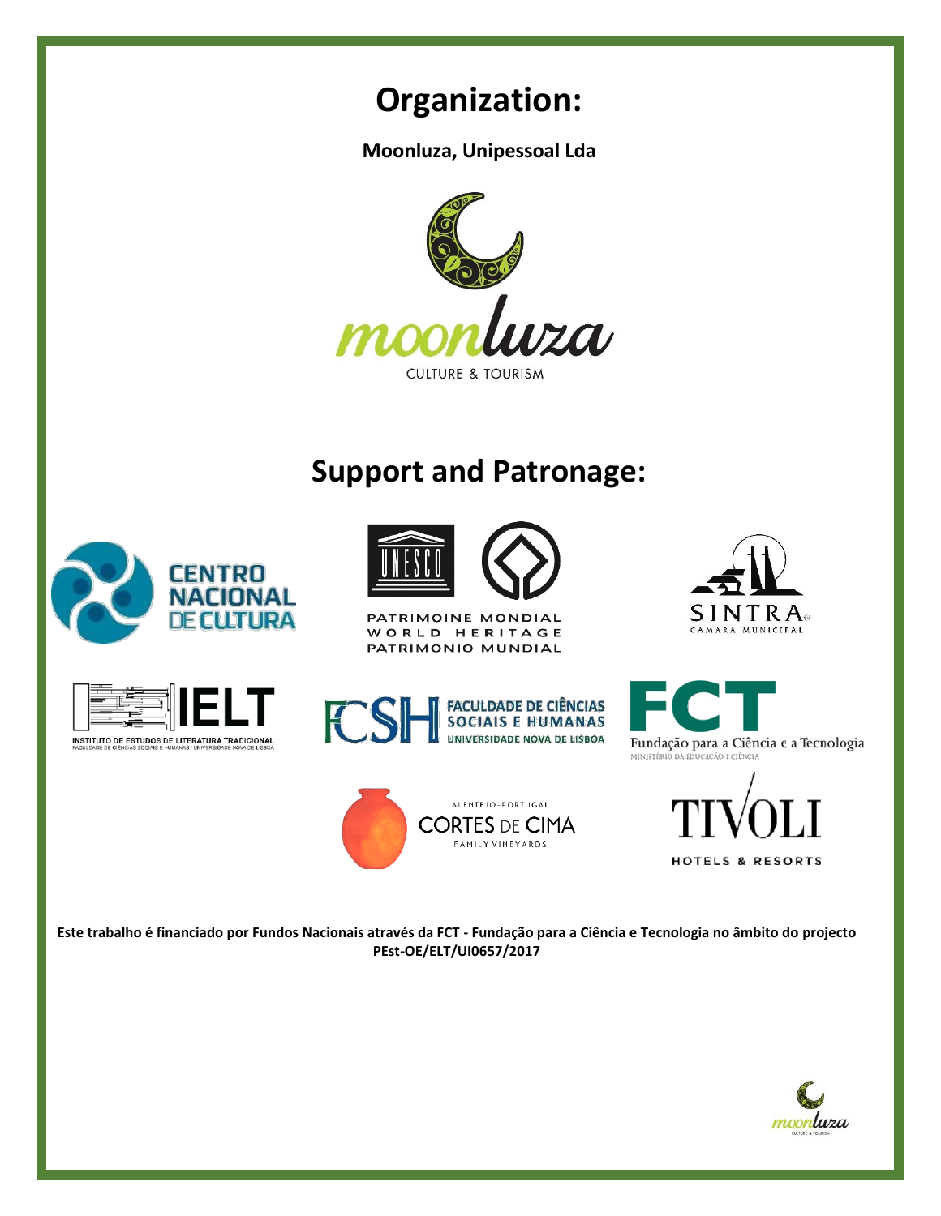# Organization:

**Moonluza, Unipessoal Lda**

# Support and Patronage:

**Este trabalho é financiado por Fundos Nacionais através da FCT - Fundação para a Ciência e Tecnologia no âmbito do projecto PEst-OE/ELT/UI0657/2017**